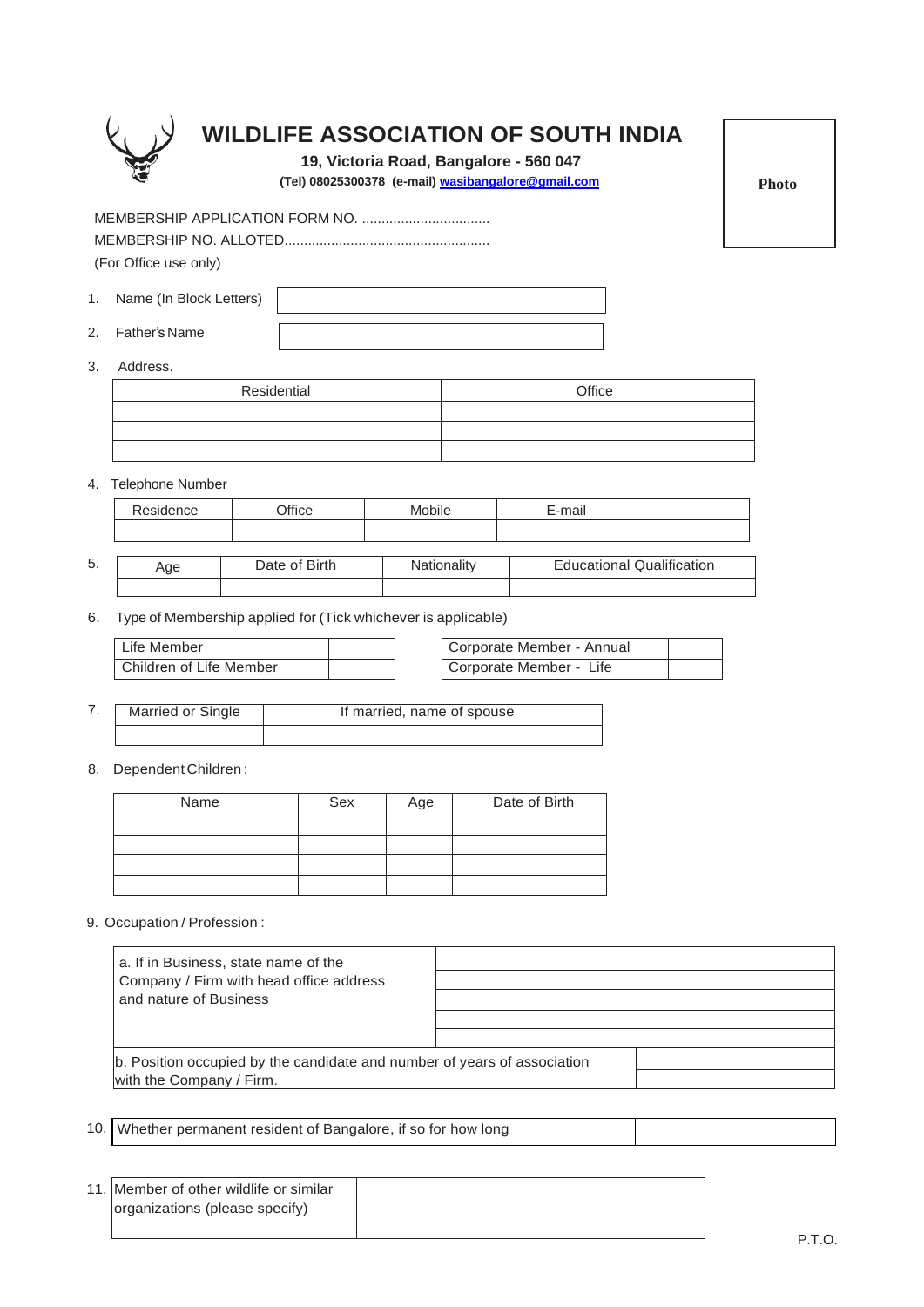# WILDLIFE ASSOCIATION OF SOUTH INDIA

**19, Victoria Road, Bangalore - 560 047**

**(Tel) 08025300378 (e-mail) wasibangalore@gmail.com**

**Photo**

MEMBERSHIP APPLICATION FORM NO. .................................

MEMBERSHIP NO. ALLOTED.....................................................

(For Office use only)

1. Name (In Block Letters)

2. Father's Name

3. Address.

| Residential | Office |
|---|---|
| | |
| | |
| | |

4. Telephone Number

| Residence | Office | Mobile | E-mail |
|---|---|---|---|
| | | | |

5.

| Age | Date of Birth | Nationality | Educational Qualification |
|---|---|---|---|
| | | | |

6. Type of Membership applied for (Tick whichever is applicable)

| | |
|---|---|
| Life Member | |
| Children of Life Member | |

| | |
|---|---|
| Corporate Member - Annual | |
| Corporate Member - Life | |

7.

| Married or Single | If married, name of spouse |
|---|---|
| | |

8. Dependent Children :

| Name | Sex | Age | Date of Birth |
|---|---|---|---|
| | | | |
| | | | |
| | | | |
| | | | |

9. Occupation / Profession :

| | |
|---|---|
| a. If in Business, state name of the Company / Firm with head office address and nature of Business | |
| b. Position occupied by the candidate and number of years of association with the Company / Firm. | |

10. Whether permanent resident of Bangalore, if so for how long

11. Member of other wildlife or similar organizations (please specify)

P.T.O.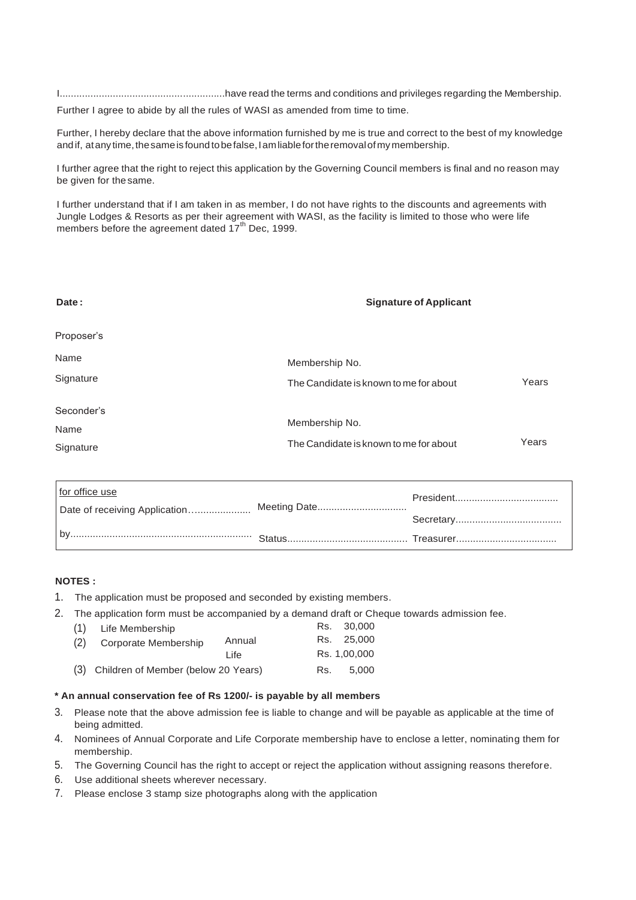I.........................................................have read the terms and conditions and privileges regarding the Membership.

Further I agree to abide by all the rules of WASI as amended from time to time.

Further, I hereby declare that the above information furnished by me is true and correct to the best of my knowledge and if, at any time, the same is found to be false, I am liable for the removal of my membership.

I further agree that the right to reject this application by the Governing Council members is final and no reason may be given for the same.

I further understand that if I am taken in as member, I do not have rights to the discounts and agreements with Jungle Lodges & Resorts as per their agreement with WASI, as the facility is limited to those who were life members before the agreement dated 17th Dec, 1999.

**Date :** **Signature of Applicant**

Proposer's

Name Membership No.

Signature The Candidate is known to me for about Years

Seconder's

Name Membership No.

Signature The Candidate is known to me for about Years

| | | |
|---|---|---|
| for office use<br>Date of receiving Application..................... | Meeting Date................................ | President..................................... <br>Secretary...................................... |
| by................................................................. | Status........................................... | Treasurer.................................... |

**NOTES :**

1. The application must be proposed and seconded by existing members.
2. The application form must be accompanied by a demand draft or Cheque towards admission fee.

| | | | |
|---|---|---|---|
| (1) | Life Membership | | Rs. 30,000 |
| (2) | Corporate Membership | Annual | Rs. 25,000 |
| | | Life | Rs. 1,00,000 |
| (3) | Children of Member (below 20 Years) | | Rs. 5,000 |

**\* An annual conservation fee of Rs 1200/- is payable by all members**

3. Please note that the above admission fee is liable to change and will be payable as applicable at the time of being admitted.
4. Nominees of Annual Corporate and Life Corporate membership have to enclose a letter, nominating them for membership.
5. The Governing Council has the right to accept or reject the application without assigning reasons therefore.
6. Use additional sheets wherever necessary.
7. Please enclose 3 stamp size photographs along with the application